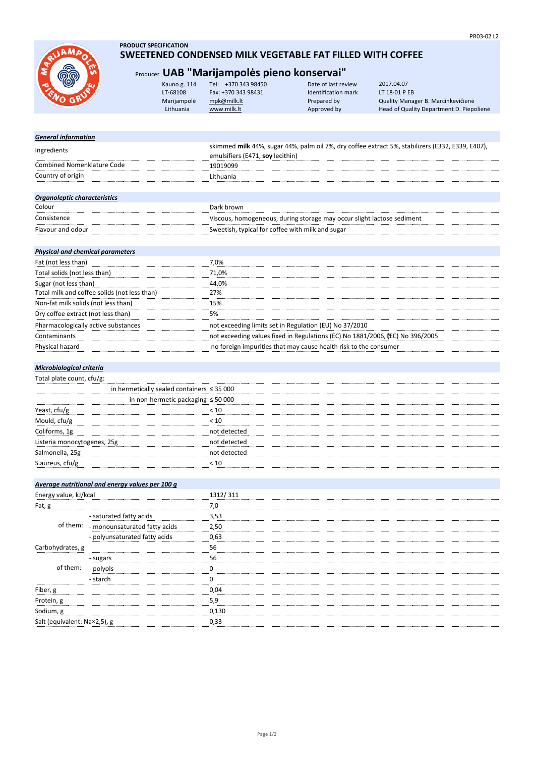PRODUCT SPECIFICATION

# SWEETENED CONDENSED MILK VEGETABLE FAT FILLED WITH COFFEE

## Producer UAB "Marijampolės pieno konservai"

| | | | |
|---|---|---|---|
| Kauno g. 114 | Tel: +370 343 98450 | Date of last review | 2017.04.07 |
| LT-68108 | Fax: +370 343 98431 | Identification mark | LT 18-01 P EB |
| Marijampolė | mpk@milk.lt | Prepared by | Quality Manager B. Marcinkevičienė |
| Lithuania | www.milk.lt | Approved by | Head of Quality Department D. Piepolienė |

PR03-02 L2

| ***General information*** | |
|---|---|
| Ingredients | skimmed **milk** 44%, sugar 44%, palm oil 7%, dry coffee extract 5%, stabilizers (E332, E339, E407), emulsifiers (E471, **soy** lecithin) |
| Combined Nomenklature Code | 19019099 |
| Country of origin | Lithuania |

| ***Organoleptic characteristics*** | |
|---|---|
| Colour | Dark brown |
| Consistence | Viscous, homogeneous, during storage may occur slight lactose sediment |
| Flavour and odour | Sweetish, typical for coffee with milk and sugar |

| ***Physical and chemical parameters*** | |
|---|---|
| Fat (not less than) | 7,0% |
| Total solids (not less than) | 71,0% |
| Sugar (not less than) | 44,0% |
| Total milk and coffee solids (not less than) | 27% |
| Non-fat milk solids (not less than) | 15% |
| Dry coffee extract (not less than) | 5% |
| Pharmacologically active substances | not exceeding limits set in Regulation (EU) No 37/2010 |
| Contaminants | not exceeding values fixed in Regulations (EC) No 1881/2006, (EC) No 396/2005 |
| Physical hazard | no foreign impurities that may cause health risk to the consumer |

| ***Microbiological criteria*** | |
|---|---|
| Total plate count, cfu/g: | |
| in hermetically sealed containers | ≤ 35 000 |
| in non-hermetic packaging | ≤ 50 000 |
| Yeast, cfu/g | < 10 |
| Mould, cfu/g | < 10 |
| Coliforms, 1g | not detected |
| Listeria monocytogenes, 25g | not detected |
| Salmonella, 25g | not detected |
| S.aureus, cfu/g | < 10 |

| ***Average nutritional and energy values per 100 g*** | | |
|---|---|---|
| Energy value, kJ/kcal | | 1312/ 311 |
| Fat, g | | 7,0 |
| of them: | - saturated fatty acids | 3,53 |
| | - monounsaturated fatty acids | 2,50 |
| | - polyunsaturated fatty acids | 0,63 |
| Carbohydrates, g | | 56 |
| of them: | - sugars | 56 |
| | - polyols | 0 |
| | - starch | 0 |
| Fiber, g | | 0,04 |
| Protein, g | | 5,9 |
| Sodium, g | | 0,130 |
| Salt (equivalent: Na×2,5), g | | 0,33 |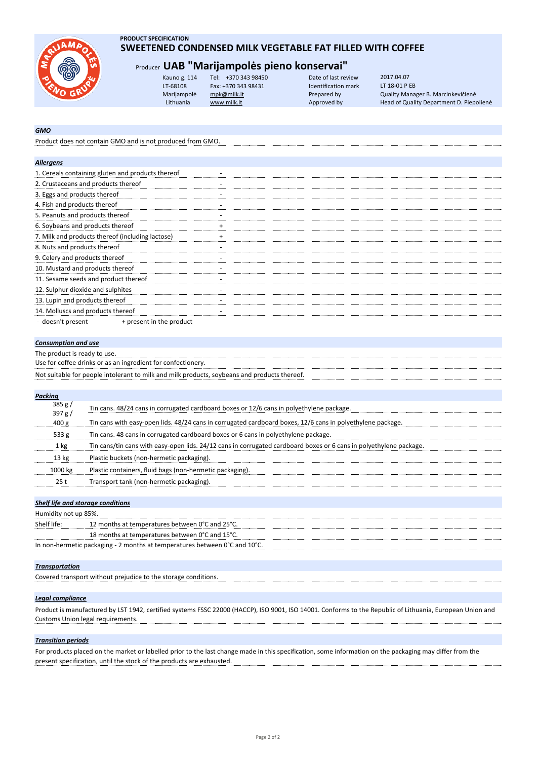**PRODUCT SPECIFICATION**

# SWEETENED CONDENSED MILK VEGETABLE FAT FILLED WITH COFFEE

Producer **UAB "Marijampolės pieno konservai"**

| | | | |
|---|---|---|---|
| Kauno g. 114 | Tel: +370 343 98450 | Date of last review | 2017.04.07 |
| LT-68108 | Fax: +370 343 98431 | Identification mark | LT 18-01 P EB |
| Marijampolė | mpk@milk.lt | Prepared by | Quality Manager B. Marcinkevičienė |
| Lithuania | www.milk.lt | Approved by | Head of Quality Department D. Piepolienė |

## *GMO*

Product does not contain GMO and is not produced from GMO.

## *Allergens*

| | |
|---|---|
| 1. Cereals containing gluten and products thereof | - |
| 2. Crustaceans and products thereof | - |
| 3. Eggs and products thereof | - |
| 4. Fish and products thereof | - |
| 5. Peanuts and products thereof | - |
| 6. Soybeans and products thereof | + |
| 7. Milk and products thereof (including lactose) | + |
| 8. Nuts and products thereof | - |
| 9. Celery and products thereof | - |
| 10. Mustard and products thereof | - |
| 11. Sesame seeds and product thereof | - |
| 12. Sulphur dioxide and sulphites | - |
| 13. Lupin and products thereof | - |
| 14. Molluscs and products thereof | - |

- doesn't present + present in the product

## *Consumption and use*

The product is ready to use.

Use for coffee drinks or as an ingredient for confectionery.

Not suitable for people intolerant to milk and milk products, soybeans and products thereof.

## *Packing*

| | |
|---|---|
| 385 g / 397 g / | Tin cans. 48/24 cans in corrugated cardboard boxes or 12/6 cans in polyethylene package. |
| 400 g | Tin cans with easy-open lids. 48/24 cans in corrugated cardboard boxes, 12/6 cans in polyethylene package. |
| 533 g | Tin cans. 48 cans in corrugated cardboard boxes or 6 cans in polyethylene package. |
| 1 kg | Tin cans/tin cans with easy-open lids. 24/12 cans in corrugated cardboard boxes or 6 cans in polyethylene package. |
| 13 kg | Plastic buckets (non-hermetic packaging). |
| 1000 kg | Plastic containers, fluid bags (non-hermetic packaging). |
| 25 t | Transport tank (non-hermetic packaging). |

## *Shelf life and storage conditions*

Humidity not up 85%.

| | |
|---|---|
| Shelf life: | 12 months at temperatures between 0°C and 25°C. |
| | 18 months at temperatures between 0°C and 15°C. |

In non-hermetic packaging - 2 months at temperatures between 0°C and 10°C.

## *Transportation*

Covered transport without prejudice to the storage conditions.

## *Legal compliance*

Product is manufactured by LST 1942, certified systems FSSC 22000 (HACCP), ISO 9001, ISO 14001. Conforms to the Republic of Lithuania, European Union and Customs Union legal requirements.

## *Transition periods*

For products placed on the market or labelled prior to the last change made in this specification, some information on the packaging may differ from the present specification, until the stock of the products are exhausted.